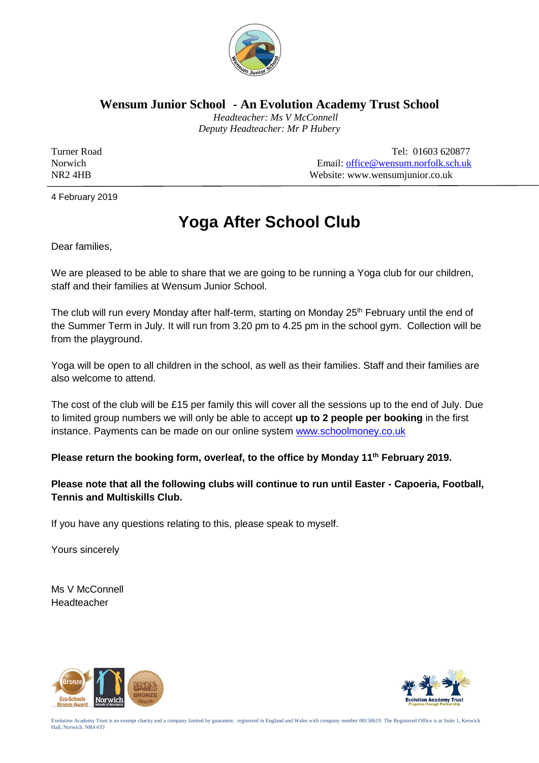# Wensum Junior School - An Evolution Academy Trust School

*Headteacher: Ms V McConnell*
*Deputy Headteacher: Mr P Hubery*

Turner Road
Norwich
NR2 4HB

Tel: 01603 620877
Email: office@wensum.norfolk.sch.uk
Website: www.wensumjunior.co.uk

4 February 2019

## Yoga After School Club

Dear families,

We are pleased to be able to share that we are going to be running a Yoga club for our children, staff and their families at Wensum Junior School.

The club will run every Monday after half-term, starting on Monday 25th February until the end of the Summer Term in July. It will run from 3.20 pm to 4.25 pm in the school gym. Collection will be from the playground.

Yoga will be open to all children in the school, as well as their families. Staff and their families are also welcome to attend.

The cost of the club will be £15 per family this will cover all the sessions up to the end of July. Due to limited group numbers we will only be able to accept **up to 2 people per booking** in the first instance. Payments can be made on our online system www.schoolmoney.co.uk

**Please return the booking form, overleaf, to the office by Monday 11th February 2019.**

**Please note that all the following clubs will continue to run until Easter - Capoeria, Football, Tennis and Multiskills Club.**

If you have any questions relating to this, please speak to myself.

Yours sincerely

Ms V McConnell
Headteacher

Evolution Academy Trust is an exempt charity and a company limited by guarantee, registered in England and Wales with company number 08158619. The Registered Office is at Suite 1, Keswick Hall, Norwich. NR4 6TJ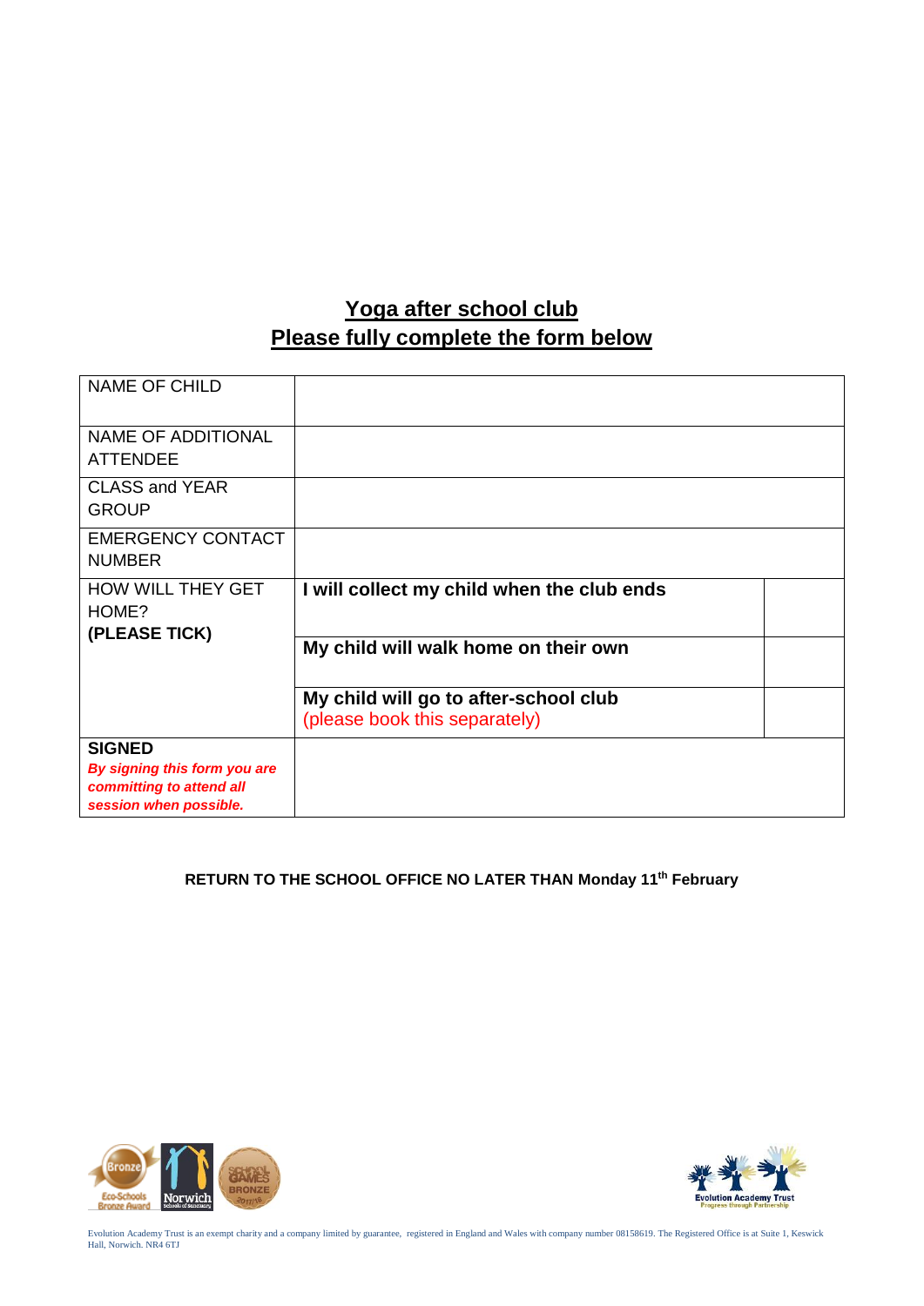## Yoga after school club
## Please fully complete the form below

| | | |
|---|---|---|
| NAME OF CHILD | | |
| NAME OF ADDITIONAL ATTENDEE | | |
| CLASS and YEAR GROUP | | |
| EMERGENCY CONTACT NUMBER | | |
| HOW WILL THEY GET HOME? **(PLEASE TICK)** | **I will collect my child when the club ends** | |
| | **My child will walk home on their own** | |
| | **My child will go to after-school club** (please book this separately) | |
| **SIGNED** ***By signing this form you are committing to attend all session when possible.*** | | |

**RETURN TO THE SCHOOL OFFICE NO LATER THAN Monday 11th February**

Evolution Academy Trust is an exempt charity and a company limited by guarantee, registered in England and Wales with company number 08158619. The Registered Office is at Suite 1, Keswick Hall, Norwich. NR4 6TJ